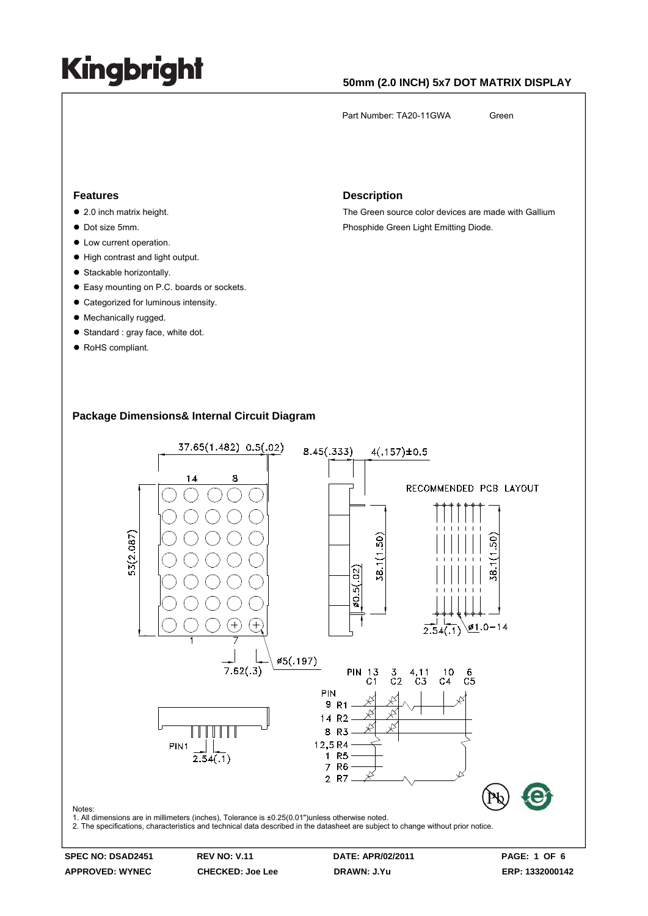# Kingbright

**50mm (2.0 INCH) 5x7 DOT MATRIX DISPLAY**

Part Number: TA20-11GWA Green

## Features

- 2.0 inch matrix height.
- Dot size 5mm.
- Low current operation.
- High contrast and light output.
- Stackable horizontally.
- Easy mounting on P.C. boards or sockets.
- Categorized for luminous intensity.
- Mechanically rugged.
- Standard : gray face, white dot.
- RoHS compliant.

## Description

The Green source color devices are made with Gallium Phosphide Green Light Emitting Diode.

## Package Dimensions& Internal Circuit Diagram

37.65(1.482) 0.5(.02)   8.45(.333)   4(.157)±0.5

RECOMMENDED PCB LAYOUT

53(2.087)   38.1(1.50)   ø0.5(.02)   38.1(1.50)

2.54(.1)   ø1.0−14

7.62(.3)   ø5(.197)

PIN1   2.54(.1)

| PIN | 13 | 3 | 4,11 | 10 | 6 |
|---|---|---|---|---|---|
| | C1 | C2 | C3 | C4 | C5 |

| PIN | Row |
|---|---|
| 9 | R1 |
| 14 | R2 |
| 8 | R3 |
| 12,5 | R4 |
| 1 | R5 |
| 7 | R6 |
| 2 | R7 |

Notes:
1. All dimensions are in millimeters (inches), Tolerance is ±0.25(0.01")unless otherwise noted.
2. The specifications, characteristics and technical data described in the datasheet are subject to change without prior notice.

| SPEC NO: DSAD2451 | REV NO: V.11 | DATE: APR/02/2011 | PAGE: 1 OF 6 |
|---|---|---|---|
| APPROVED: WYNEC | CHECKED: Joe Lee | DRAWN: J.Yu | ERP: 1332000142 |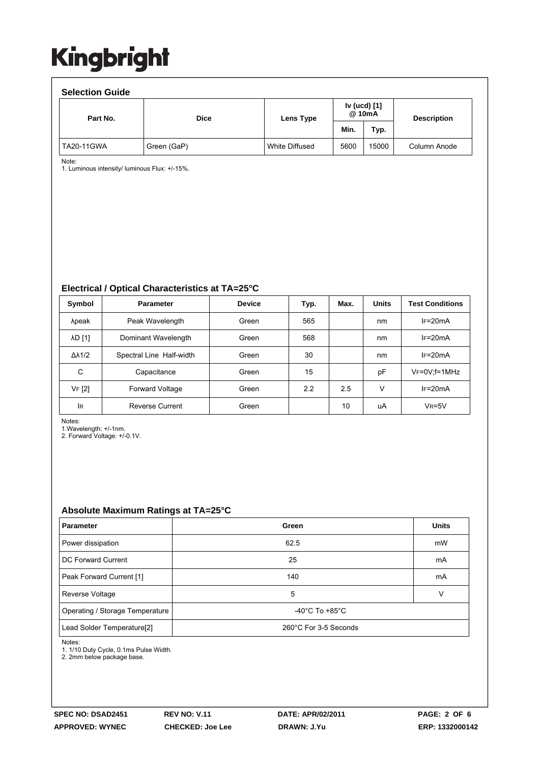# Kingbright

## Selection Guide

| Part No. | Dice | Lens Type | Iv (ucd) [1] @ 10mA | | Description |
|---|---|---|---|---|---|
| | | | Min. | Typ. | |
| TA20-11GWA | Green (GaP) | White Diffused | 5600 | 15000 | Column Anode |

Note:
1. Luminous intensity/ luminous Flux: +/-15%.

## Electrical / Optical Characteristics at TA=25°C

| Symbol | Parameter | Device | Typ. | Max. | Units | Test Conditions |
|---|---|---|---|---|---|---|
| λpeak | Peak Wavelength | Green | 565 | | nm | $I_F$=20mA |
| λD [1] | Dominant Wavelength | Green | 568 | | nm | $I_F$=20mA |
| Δλ1/2 | Spectral Line Half-width | Green | 30 | | nm | $I_F$=20mA |
| C | Capacitance | Green | 15 | | pF | $V_F$=0V;f=1MHz |
| $V_F$ [2] | Forward Voltage | Green | 2.2 | 2.5 | V | $I_F$=20mA |
| $I_R$ | Reverse Current | Green | | 10 | uA | $V_R$=5V |

Notes:
1.Wavelength: +/-1nm.
2. Forward Voltage: +/-0.1V.

## Absolute Maximum Ratings at TA=25°C

| Parameter | Green | Units |
|---|---|---|
| Power dissipation | 62.5 | mW |
| DC Forward Current | 25 | mA |
| Peak Forward Current [1] | 140 | mA |
| Reverse Voltage | 5 | V |
| Operating / Storage Temperature | -40°C To +85°C | |
| Lead Solder Temperature[2] | 260°C For 3-5 Seconds | |

Notes:
1. 1/10 Duty Cycle, 0.1ms Pulse Width.
2. 2mm below package base.

SPEC NO: DSAD2451 REV NO: V.11 DATE: APR/02/2011
APPROVED: WYNEC CHECKED: Joe Lee DRAWN: J.Yu ERP: 1332000142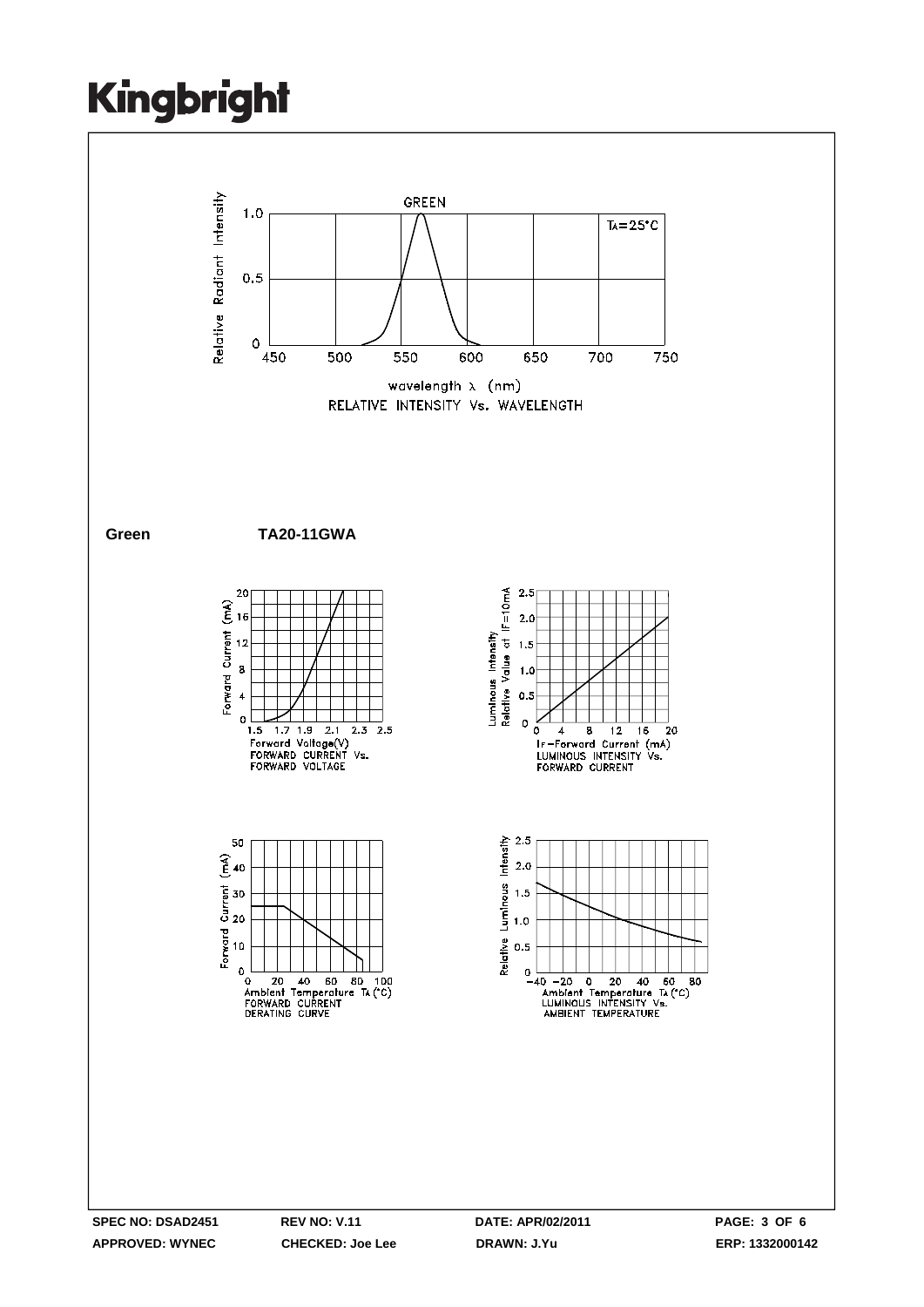RELATIVE INTENSITY Vs. WAVELENGTH

**Green** **TA20-11GWA**

FORWARD CURRENT Vs. FORWARD VOLTAGE

LUMINOUS INTENSITY Vs. FORWARD CURRENT

FORWARD CURRENT DERATING CURVE

LUMINOUS INTENSITY Vs. AMBIENT TEMPERATURE

| SPEC NO: DSAD2451 | REV NO: V.11 | DATE: APR/02/2011 | PAGE: 3 OF 6 |
|---|---|---|---|
| APPROVED: WYNEC | CHECKED: Joe Lee | DRAWN: J.Yu | ERP: 1332000142 |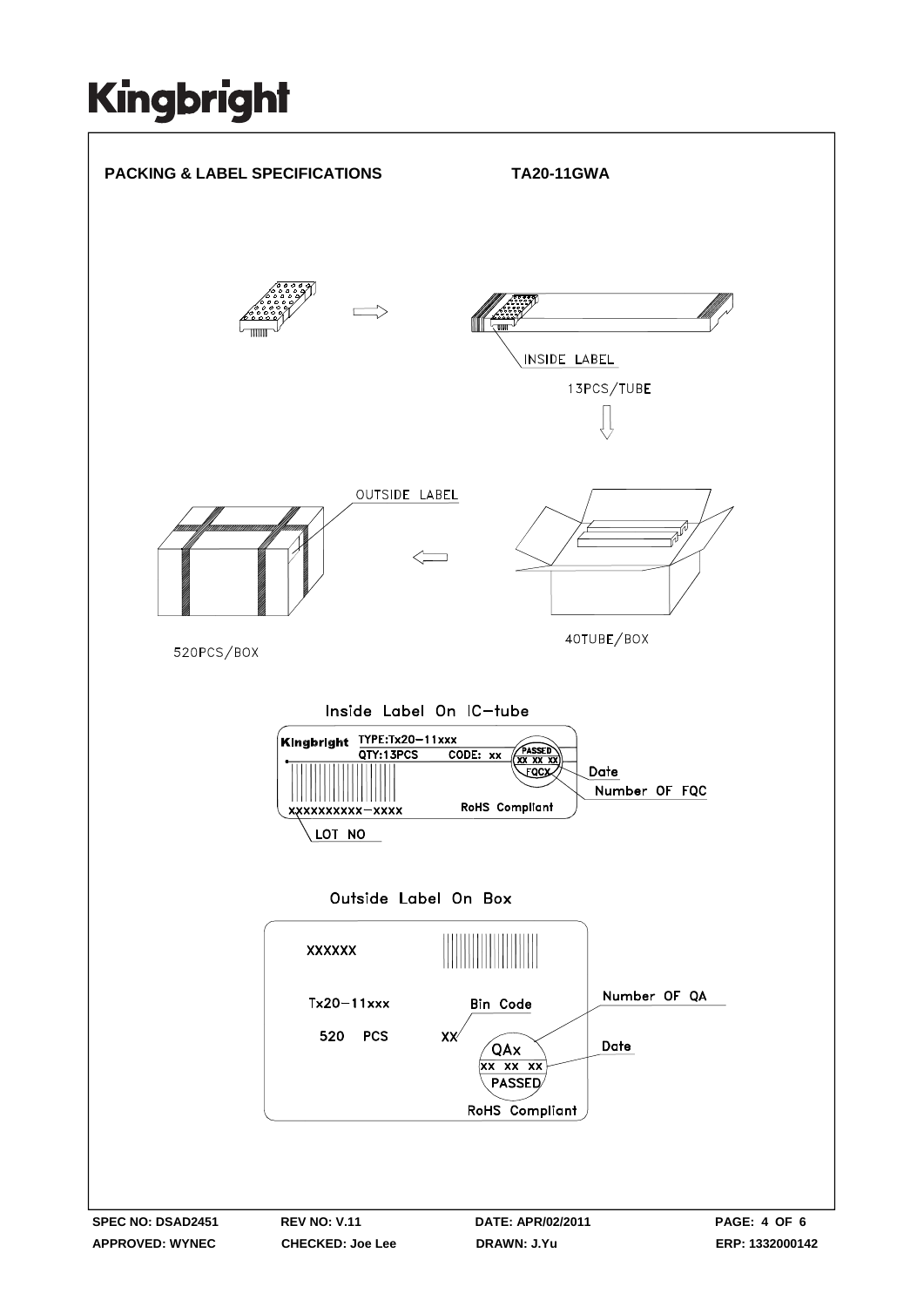## PACKING & LABEL SPECIFICATIONS    TA20-11GWA

INSIDE LABEL

13PCS/TUBE

OUTSIDE LABEL

520PCS/BOX

40TUBE/BOX

### Inside Label On IC-tube

Kingbright TYPE:Tx20-11xxx
QTY:13PCS CODE: xx
PASSED
XX XX XX
FQCX
Date
Number OF FQC
XXXXXXXXXX-XXXX
RoHS Compliant
LOT NO

### Outside Label On Box

XXXXXX

Tx20-11xxx    Bin Code

520 PCS    XX

QAx
XX XX XX
PASSED
Number OF QA
Date
RoHS Compliant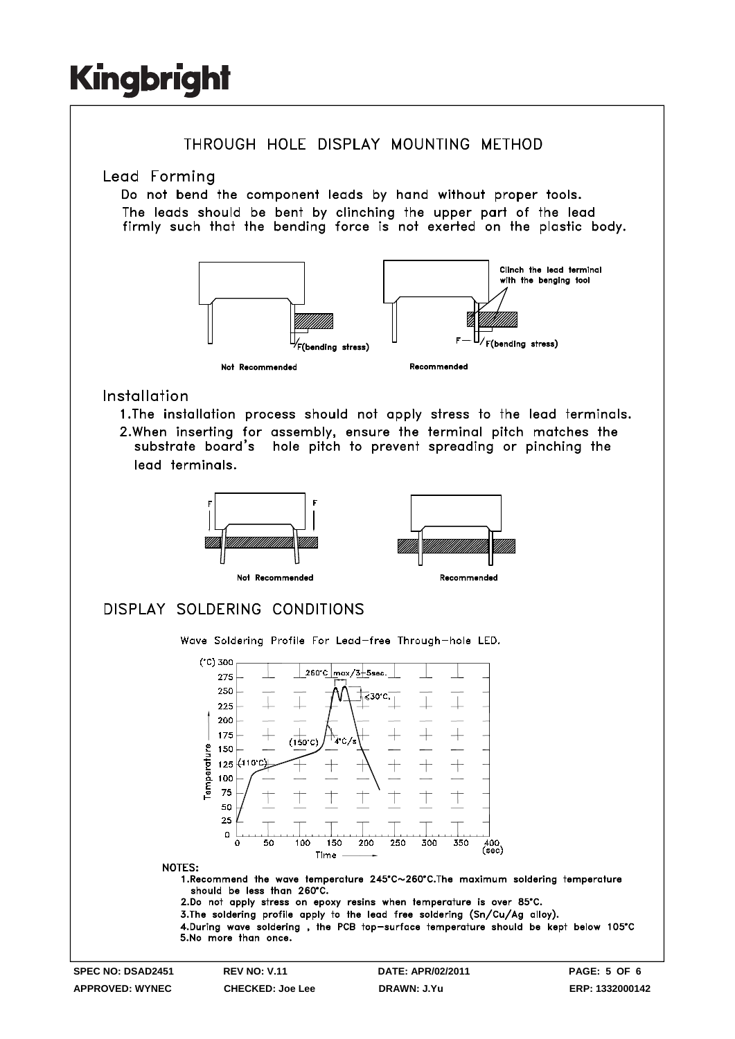# THROUGH HOLE DISPLAY MOUNTING METHOD

## Lead Forming

Do not bend the component leads by hand without proper tools.
The leads should be bent by clinching the upper part of the lead firmly such that the bending force is not exerted on the plastic body.

Clinch the lead terminal with the benging tool

F(bending stress)

Not Recommended

F(bending stress)

Recommended

## Installation

1. The installation process should not apply stress to the lead terminals.
2. When inserting for assembly, ensure the terminal pitch matches the substrate board's hole pitch to prevent spreading or pinching the lead terminals.

Not Recommended

Recommended

# DISPLAY SOLDERING CONDITIONS

Wave Soldering Profile For Lead-free Through-hole LED.

260°C max/3~5sec.

<30°C.

4°C/s

(150°C)

(110°C)

Temperature (°C)

Time (sec)

NOTES:

1. Recommend the wave temperature 245°C~260°C. The maximum soldering temperature should be less than 260°C.
2. Do not apply stress on epoxy resins when temperature is over 85°C.
3. The soldering profile apply to the lead free soldering (Sn/Cu/Ag alloy).
4. During wave soldering , the PCB top-surface temperature should be kept below 105°C
5. No more than once.

| SPEC NO: DSAD2451 | REV NO: V.11 | DATE: APR/02/2011 | PAGE: 5 OF 6 |
|---|---|---|---|
| APPROVED: WYNEC | CHECKED: Joe Lee | DRAWN: J.Yu | ERP: 1332000142 |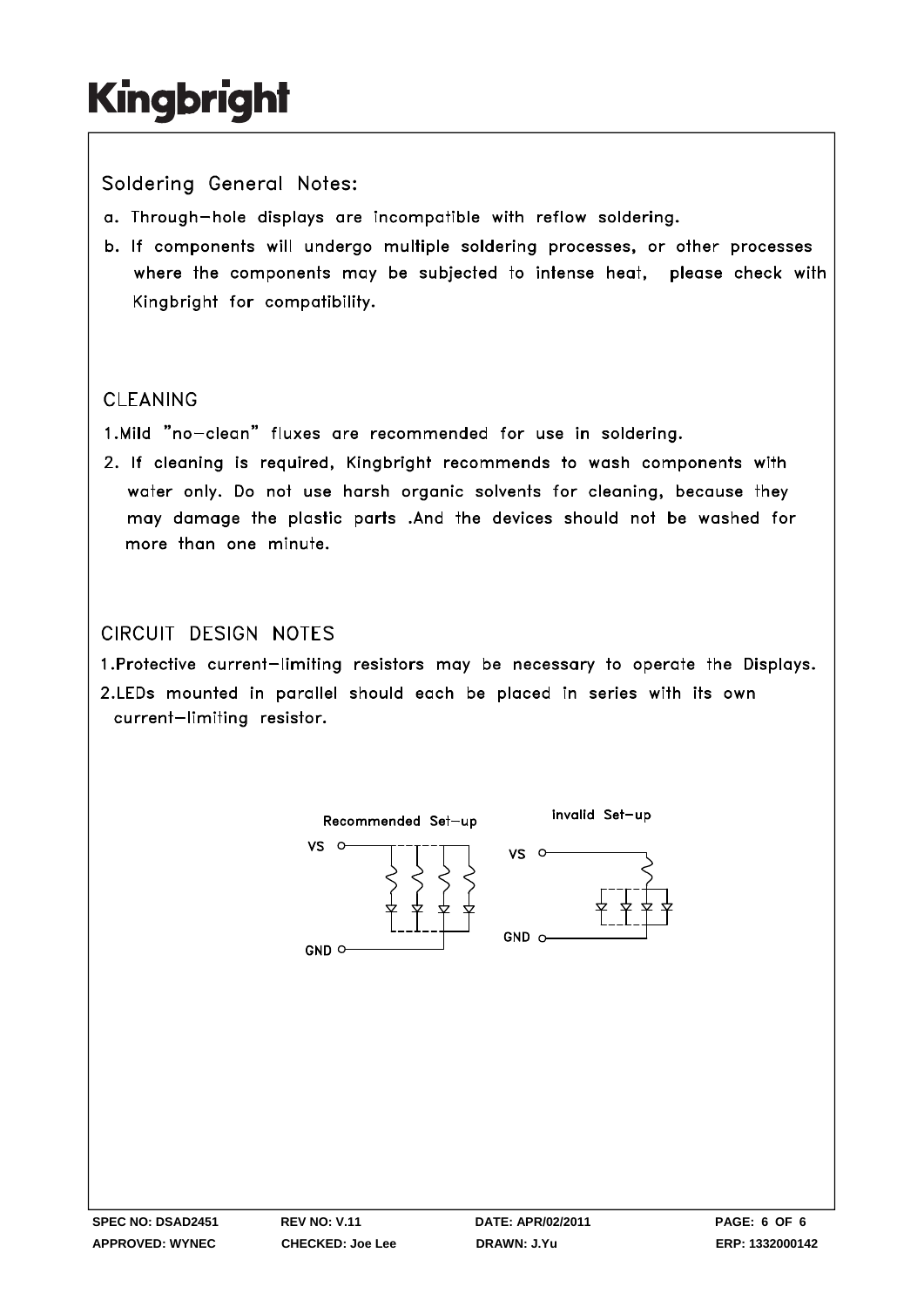## Soldering General Notes:

a. Through-hole displays are incompatible with reflow soldering.

b. If components will undergo multiple soldering processes, or other processes where the components may be subjected to intense heat, please check with Kingbright for compatibility.

## CLEANING

1. Mild "no-clean" fluxes are recommended for use in soldering.
2. If cleaning is required, Kingbright recommends to wash components with water only. Do not use harsh organic solvents for cleaning, because they may damage the plastic parts .And the devices should not be washed for more than one minute.

## CIRCUIT DESIGN NOTES

1. Protective current-limiting resistors may be necessary to operate the Displays.
2. LEDs mounted in parallel should each be placed in series with its own current-limiting resistor.

Recommended Set-up

VS

GND

Invalid Set-up

VS

GND